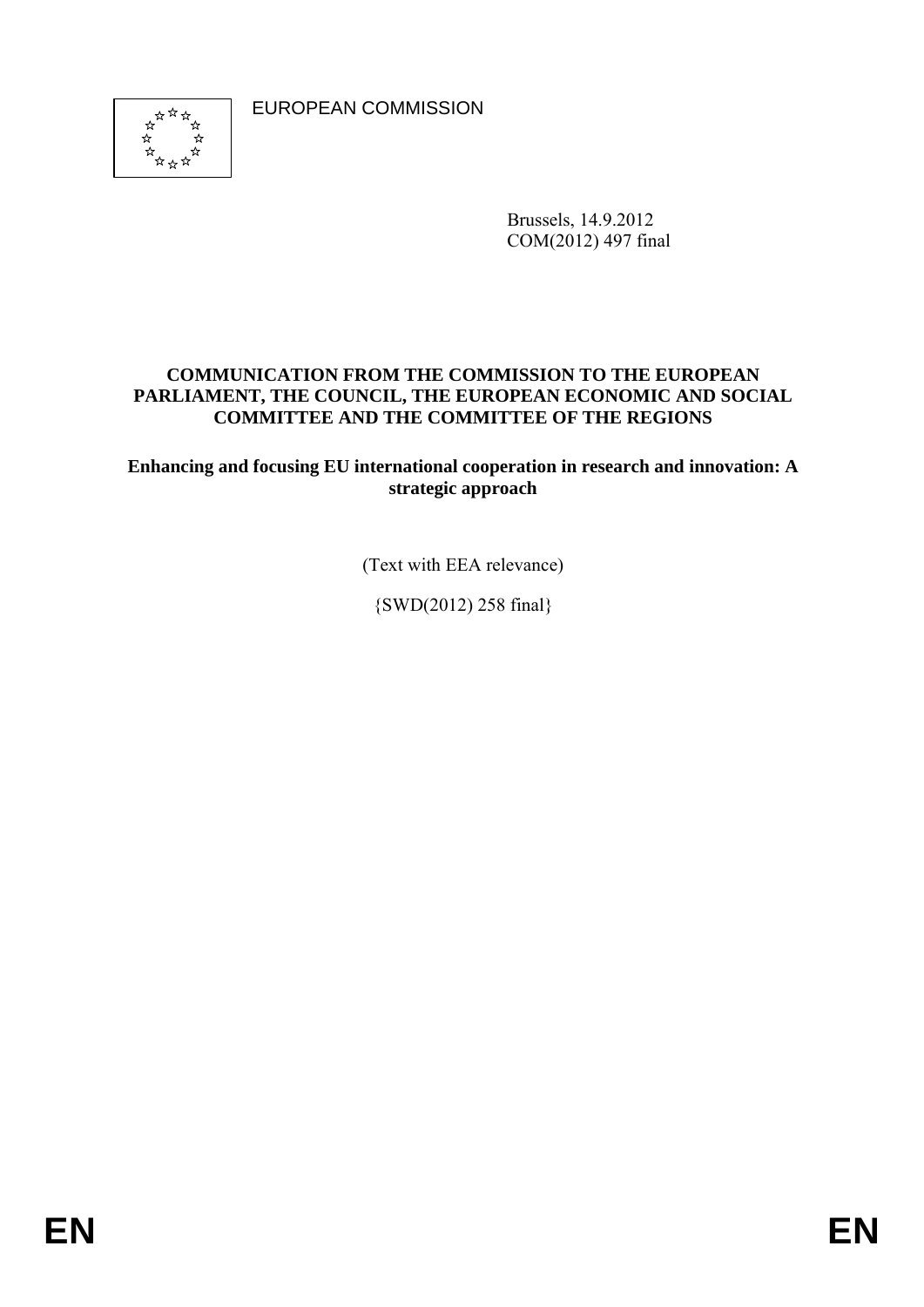EUROPEAN COMMISSION

Brussels, 14.9.2012
COM(2012) 497 final

**COMMUNICATION FROM THE COMMISSION TO THE EUROPEAN PARLIAMENT, THE COUNCIL, THE EUROPEAN ECONOMIC AND SOCIAL COMMITTEE AND THE COMMITTEE OF THE REGIONS**

**Enhancing and focusing EU international cooperation in research and innovation: A strategic approach**

(Text with EEA relevance)

{SWD(2012) 258 final}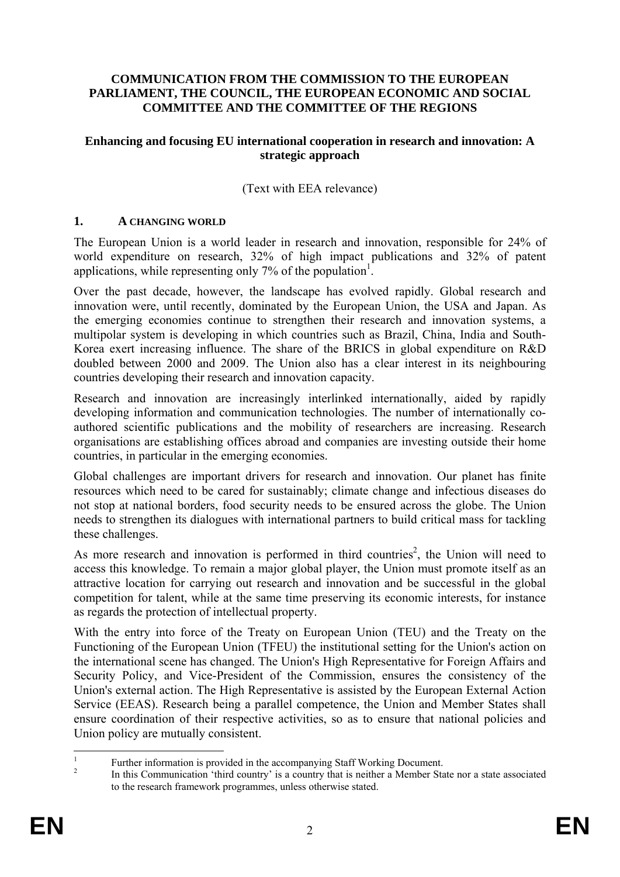**COMMUNICATION FROM THE COMMISSION TO THE EUROPEAN PARLIAMENT, THE COUNCIL, THE EUROPEAN ECONOMIC AND SOCIAL COMMITTEE AND THE COMMITTEE OF THE REGIONS**

**Enhancing and focusing EU international cooperation in research and innovation: A strategic approach**

(Text with EEA relevance)

## 1. A CHANGING WORLD

The European Union is a world leader in research and innovation, responsible for 24% of world expenditure on research, 32% of high impact publications and 32% of patent applications, while representing only 7% of the population[1].

Over the past decade, however, the landscape has evolved rapidly. Global research and innovation were, until recently, dominated by the European Union, the USA and Japan. As the emerging economies continue to strengthen their research and innovation systems, a multipolar system is developing in which countries such as Brazil, China, India and South-Korea exert increasing influence. The share of the BRICS in global expenditure on R&D doubled between 2000 and 2009. The Union also has a clear interest in its neighbouring countries developing their research and innovation capacity.

Research and innovation are increasingly interlinked internationally, aided by rapidly developing information and communication technologies. The number of internationally co-authored scientific publications and the mobility of researchers are increasing. Research organisations are establishing offices abroad and companies are investing outside their home countries, in particular in the emerging economies.

Global challenges are important drivers for research and innovation. Our planet has finite resources which need to be cared for sustainably; climate change and infectious diseases do not stop at national borders, food security needs to be ensured across the globe. The Union needs to strengthen its dialogues with international partners to build critical mass for tackling these challenges.

As more research and innovation is performed in third countries[2], the Union will need to access this knowledge. To remain a major global player, the Union must promote itself as an attractive location for carrying out research and innovation and be successful in the global competition for talent, while at the same time preserving its economic interests, for instance as regards the protection of intellectual property.

With the entry into force of the Treaty on European Union (TEU) and the Treaty on the Functioning of the European Union (TFEU) the institutional setting for the Union's action on the international scene has changed. The Union's High Representative for Foreign Affairs and Security Policy, and Vice-President of the Commission, ensures the consistency of the Union's external action. The High Representative is assisted by the European External Action Service (EEAS). Research being a parallel competence, the Union and Member States shall ensure coordination of their respective activities, so as to ensure that national policies and Union policy are mutually consistent.

[1] Further information is provided in the accompanying Staff Working Document.

[2] In this Communication 'third country' is a country that is neither a Member State nor a state associated to the research framework programmes, unless otherwise stated.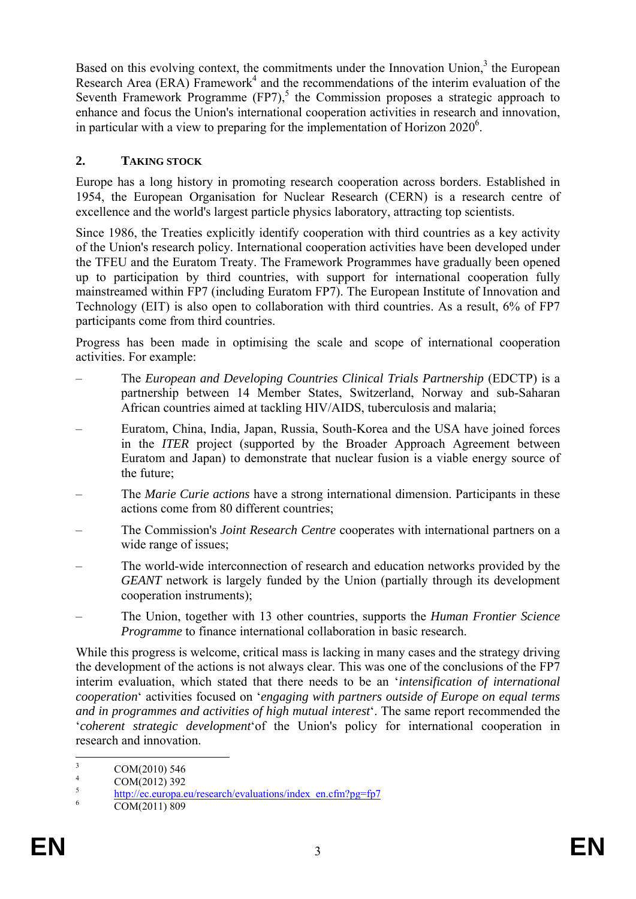Based on this evolving context, the commitments under the Innovation Union,[3] the European Research Area (ERA) Framework[4] and the recommendations of the interim evaluation of the Seventh Framework Programme (FP7),[5] the Commission proposes a strategic approach to enhance and focus the Union's international cooperation activities in research and innovation, in particular with a view to preparing for the implementation of Horizon 2020[6].

## 2. TAKING STOCK

Europe has a long history in promoting research cooperation across borders. Established in 1954, the European Organisation for Nuclear Research (CERN) is a research centre of excellence and the world's largest particle physics laboratory, attracting top scientists.

Since 1986, the Treaties explicitly identify cooperation with third countries as a key activity of the Union's research policy. International cooperation activities have been developed under the TFEU and the Euratom Treaty. The Framework Programmes have gradually been opened up to participation by third countries, with support for international cooperation fully mainstreamed within FP7 (including Euratom FP7). The European Institute of Innovation and Technology (EIT) is also open to collaboration with third countries. As a result, 6% of FP7 participants come from third countries.

Progress has been made in optimising the scale and scope of international cooperation activities. For example:

- The *European and Developing Countries Clinical Trials Partnership* (EDCTP) is a partnership between 14 Member States, Switzerland, Norway and sub-Saharan African countries aimed at tackling HIV/AIDS, tuberculosis and malaria;
- Euratom, China, India, Japan, Russia, South-Korea and the USA have joined forces in the *ITER* project (supported by the Broader Approach Agreement between Euratom and Japan) to demonstrate that nuclear fusion is a viable energy source of the future;
- The *Marie Curie actions* have a strong international dimension. Participants in these actions come from 80 different countries;
- The Commission's *Joint Research Centre* cooperates with international partners on a wide range of issues;
- The world-wide interconnection of research and education networks provided by the *GEANT* network is largely funded by the Union (partially through its development cooperation instruments);
- The Union, together with 13 other countries, supports the *Human Frontier Science Programme* to finance international collaboration in basic research.

While this progress is welcome, critical mass is lacking in many cases and the strategy driving the development of the actions is not always clear. This was one of the conclusions of the FP7 interim evaluation, which stated that there needs to be an '*intensification of international cooperation*' activities focused on '*engaging with partners outside of Europe on equal terms and in programmes and activities of high mutual interest*'. The same report recommended the '*coherent strategic development*'of the Union's policy for international cooperation in research and innovation.

---

[3] COM(2010) 546

[4] COM(2012) 392

[5] http://ec.europa.eu/research/evaluations/index_en.cfm?pg=fp7

[6] COM(2011) 809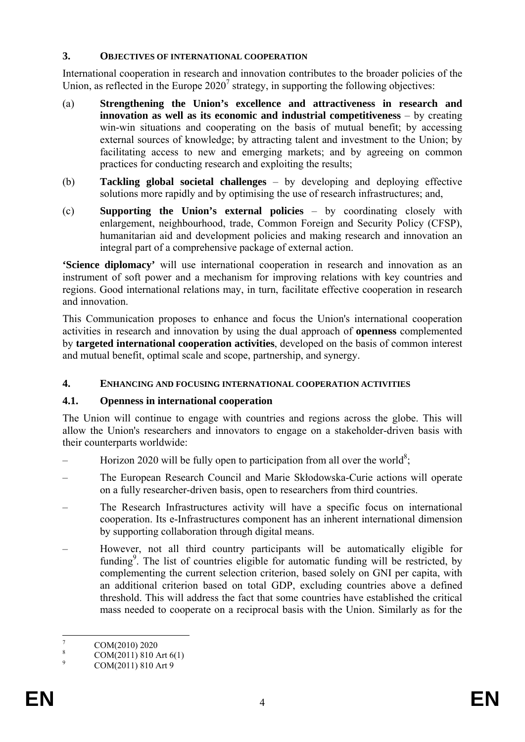## 3. OBJECTIVES OF INTERNATIONAL COOPERATION

International cooperation in research and innovation contributes to the broader policies of the Union, as reflected in the Europe 2020[7] strategy, in supporting the following objectives:

(a) **Strengthening the Union's excellence and attractiveness in research and innovation as well as its economic and industrial competitiveness** – by creating win-win situations and cooperating on the basis of mutual benefit; by accessing external sources of knowledge; by attracting talent and investment to the Union; by facilitating access to new and emerging markets; and by agreeing on common practices for conducting research and exploiting the results;

(b) **Tackling global societal challenges** – by developing and deploying effective solutions more rapidly and by optimising the use of research infrastructures; and,

(c) **Supporting the Union's external policies** – by coordinating closely with enlargement, neighbourhood, trade, Common Foreign and Security Policy (CFSP), humanitarian aid and development policies and making research and innovation an integral part of a comprehensive package of external action.

**'Science diplomacy'** will use international cooperation in research and innovation as an instrument of soft power and a mechanism for improving relations with key countries and regions. Good international relations may, in turn, facilitate effective cooperation in research and innovation.

This Communication proposes to enhance and focus the Union's international cooperation activities in research and innovation by using the dual approach of **openness** complemented by **targeted international cooperation activities**, developed on the basis of common interest and mutual benefit, optimal scale and scope, partnership, and synergy.

## 4. ENHANCING AND FOCUSING INTERNATIONAL COOPERATION ACTIVITIES

### 4.1. Openness in international cooperation

The Union will continue to engage with countries and regions across the globe. This will allow the Union's researchers and innovators to engage on a stakeholder-driven basis with their counterparts worldwide:

– Horizon 2020 will be fully open to participation from all over the world[8];

– The European Research Council and Marie Skłodowska-Curie actions will operate on a fully researcher-driven basis, open to researchers from third countries.

– The Research Infrastructures activity will have a specific focus on international cooperation. Its e-Infrastructures component has an inherent international dimension by supporting collaboration through digital means.

– However, not all third country participants will be automatically eligible for funding[9]. The list of countries eligible for automatic funding will be restricted, by complementing the current selection criterion, based solely on GNI per capita, with an additional criterion based on total GDP, excluding countries above a defined threshold. This will address the fact that some countries have established the critical mass needed to cooperate on a reciprocal basis with the Union. Similarly as for the

---

[7] COM(2010) 2020

[8] COM(2011) 810 Art 6(1)

[9] COM(2011) 810 Art 9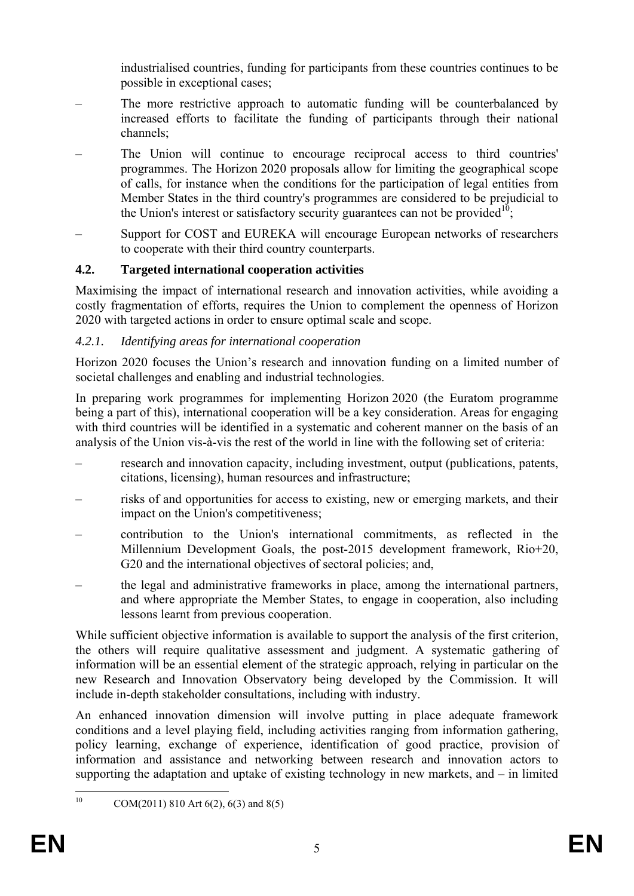industrialised countries, funding for participants from these countries continues to be possible in exceptional cases;

- The more restrictive approach to automatic funding will be counterbalanced by increased efforts to facilitate the funding of participants through their national channels;
- The Union will continue to encourage reciprocal access to third countries' programmes. The Horizon 2020 proposals allow for limiting the geographical scope of calls, for instance when the conditions for the participation of legal entities from Member States in the third country's programmes are considered to be prejudicial to the Union's interest or satisfactory security guarantees can not be provided[10];
- Support for COST and EUREKA will encourage European networks of researchers to cooperate with their third country counterparts.

### 4.2. Targeted international cooperation activities

Maximising the impact of international research and innovation activities, while avoiding a costly fragmentation of efforts, requires the Union to complement the openness of Horizon 2020 with targeted actions in order to ensure optimal scale and scope.

#### *4.2.1. Identifying areas for international cooperation*

Horizon 2020 focuses the Union's research and innovation funding on a limited number of societal challenges and enabling and industrial technologies.

In preparing work programmes for implementing Horizon 2020 (the Euratom programme being a part of this), international cooperation will be a key consideration. Areas for engaging with third countries will be identified in a systematic and coherent manner on the basis of an analysis of the Union vis-à-vis the rest of the world in line with the following set of criteria:

- research and innovation capacity, including investment, output (publications, patents, citations, licensing), human resources and infrastructure;
- risks of and opportunities for access to existing, new or emerging markets, and their impact on the Union's competitiveness;
- contribution to the Union's international commitments, as reflected in the Millennium Development Goals, the post-2015 development framework, Rio+20, G20 and the international objectives of sectoral policies; and,
- the legal and administrative frameworks in place, among the international partners, and where appropriate the Member States, to engage in cooperation, also including lessons learnt from previous cooperation.

While sufficient objective information is available to support the analysis of the first criterion, the others will require qualitative assessment and judgment. A systematic gathering of information will be an essential element of the strategic approach, relying in particular on the new Research and Innovation Observatory being developed by the Commission. It will include in-depth stakeholder consultations, including with industry.

An enhanced innovation dimension will involve putting in place adequate framework conditions and a level playing field, including activities ranging from information gathering, policy learning, exchange of experience, identification of good practice, provision of information and assistance and networking between research and innovation actors to supporting the adaptation and uptake of existing technology in new markets, and – in limited

---

[10] COM(2011) 810 Art 6(2), 6(3) and 8(5)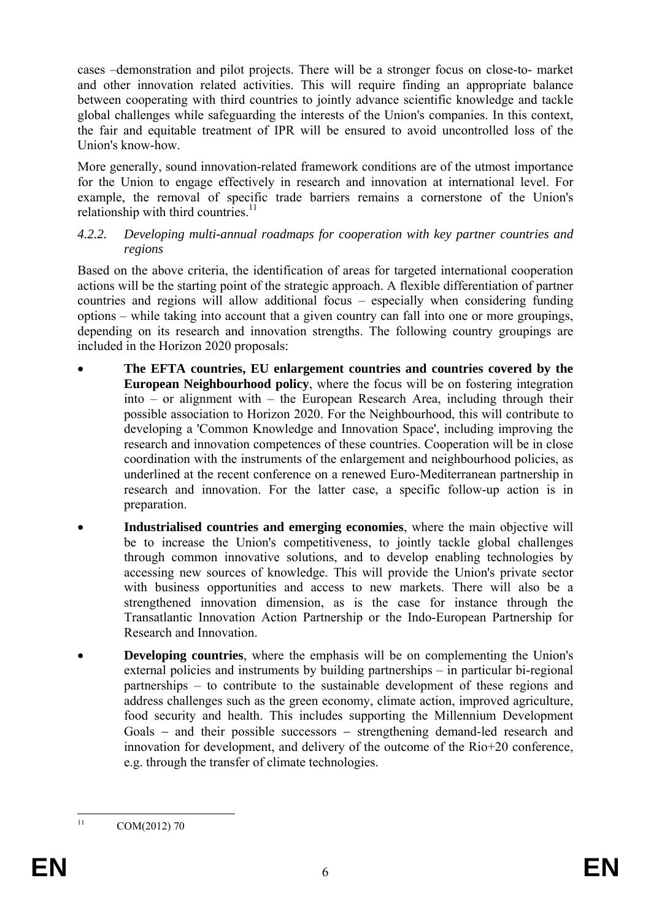cases –demonstration and pilot projects. There will be a stronger focus on close-to- market and other innovation related activities. This will require finding an appropriate balance between cooperating with third countries to jointly advance scientific knowledge and tackle global challenges while safeguarding the interests of the Union's companies. In this context, the fair and equitable treatment of IPR will be ensured to avoid uncontrolled loss of the Union's know-how.

More generally, sound innovation-related framework conditions are of the utmost importance for the Union to engage effectively in research and innovation at international level. For example, the removal of specific trade barriers remains a cornerstone of the Union's relationship with third countries.[11]

#### *4.2.2. Developing multi-annual roadmaps for cooperation with key partner countries and regions*

Based on the above criteria, the identification of areas for targeted international cooperation actions will be the starting point of the strategic approach. A flexible differentiation of partner countries and regions will allow additional focus – especially when considering funding options – while taking into account that a given country can fall into one or more groupings, depending on its research and innovation strengths. The following country groupings are included in the Horizon 2020 proposals:

- **The EFTA countries, EU enlargement countries and countries covered by the European Neighbourhood policy**, where the focus will be on fostering integration into – or alignment with – the European Research Area, including through their possible association to Horizon 2020. For the Neighbourhood, this will contribute to developing a 'Common Knowledge and Innovation Space', including improving the research and innovation competences of these countries. Cooperation will be in close coordination with the instruments of the enlargement and neighbourhood policies, as underlined at the recent conference on a renewed Euro-Mediterranean partnership in research and innovation. For the latter case, a specific follow-up action is in preparation.
- **Industrialised countries and emerging economies**, where the main objective will be to increase the Union's competitiveness, to jointly tackle global challenges through common innovative solutions, and to develop enabling technologies by accessing new sources of knowledge. This will provide the Union's private sector with business opportunities and access to new markets. There will also be a strengthened innovation dimension, as is the case for instance through the Transatlantic Innovation Action Partnership or the Indo-European Partnership for Research and Innovation.
- **Developing countries**, where the emphasis will be on complementing the Union's external policies and instruments by building partnerships – in particular bi-regional partnerships – to contribute to the sustainable development of these regions and address challenges such as the green economy, climate action, improved agriculture, food security and health. This includes supporting the Millennium Development Goals – and their possible successors – strengthening demand-led research and innovation for development, and delivery of the outcome of the Rio+20 conference, e.g. through the transfer of climate technologies.

[11] COM(2012) 70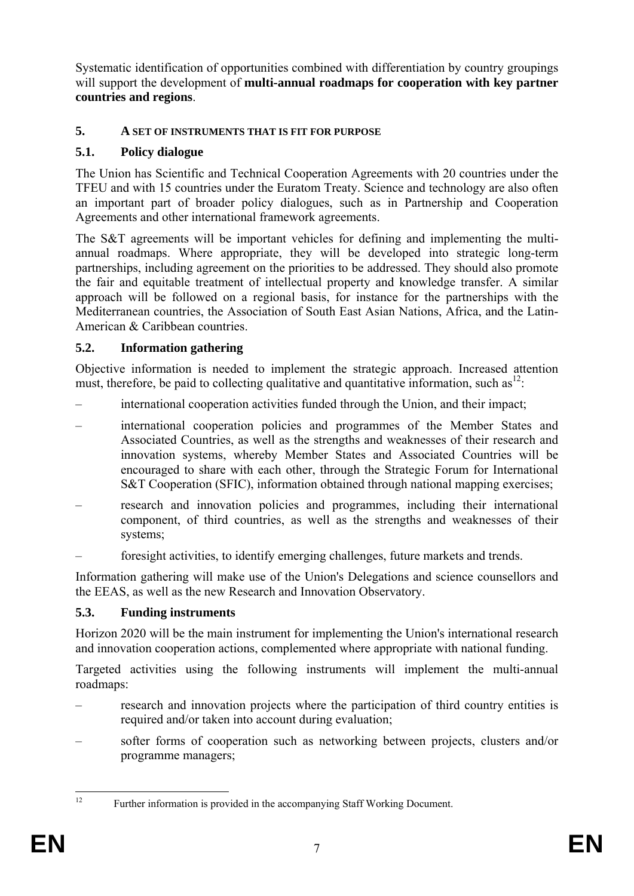Systematic identification of opportunities combined with differentiation by country groupings will support the development of **multi-annual roadmaps for cooperation with key partner countries and regions**.

## 5. A SET OF INSTRUMENTS THAT IS FIT FOR PURPOSE

### 5.1. Policy dialogue

The Union has Scientific and Technical Cooperation Agreements with 20 countries under the TFEU and with 15 countries under the Euratom Treaty. Science and technology are also often an important part of broader policy dialogues, such as in Partnership and Cooperation Agreements and other international framework agreements.

The S&T agreements will be important vehicles for defining and implementing the multi-annual roadmaps. Where appropriate, they will be developed into strategic long-term partnerships, including agreement on the priorities to be addressed. They should also promote the fair and equitable treatment of intellectual property and knowledge transfer. A similar approach will be followed on a regional basis, for instance for the partnerships with the Mediterranean countries, the Association of South East Asian Nations, Africa, and the Latin-American & Caribbean countries.

### 5.2. Information gathering

Objective information is needed to implement the strategic approach. Increased attention must, therefore, be paid to collecting qualitative and quantitative information, such as[12]:

– international cooperation activities funded through the Union, and their impact;

– international cooperation policies and programmes of the Member States and Associated Countries, as well as the strengths and weaknesses of their research and innovation systems, whereby Member States and Associated Countries will be encouraged to share with each other, through the Strategic Forum for International S&T Cooperation (SFIC), information obtained through national mapping exercises;

– research and innovation policies and programmes, including their international component, of third countries, as well as the strengths and weaknesses of their systems;

– foresight activities, to identify emerging challenges, future markets and trends.

Information gathering will make use of the Union's Delegations and science counsellors and the EEAS, as well as the new Research and Innovation Observatory.

### 5.3. Funding instruments

Horizon 2020 will be the main instrument for implementing the Union's international research and innovation cooperation actions, complemented where appropriate with national funding.

Targeted activities using the following instruments will implement the multi-annual roadmaps:

– research and innovation projects where the participation of third country entities is required and/or taken into account during evaluation;

– softer forms of cooperation such as networking between projects, clusters and/or programme managers;

[12] Further information is provided in the accompanying Staff Working Document.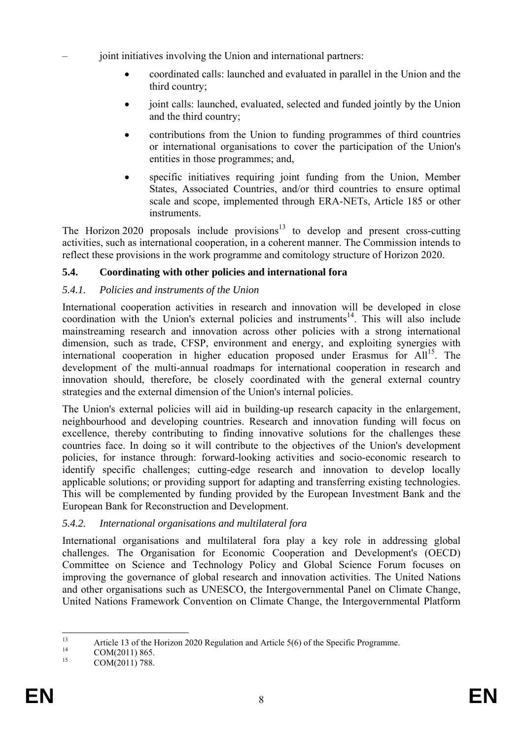– joint initiatives involving the Union and international partners:

  - coordinated calls: launched and evaluated in parallel in the Union and the third country;
  - joint calls: launched, evaluated, selected and funded jointly by the Union and the third country;
  - contributions from the Union to funding programmes of third countries or international organisations to cover the participation of the Union's entities in those programmes; and,
  - specific initiatives requiring joint funding from the Union, Member States, Associated Countries, and/or third countries to ensure optimal scale and scope, implemented through ERA-NETs, Article 185 or other instruments.

The Horizon 2020 proposals include provisions[13] to develop and present cross-cutting activities, such as international cooperation, in a coherent manner. The Commission intends to reflect these provisions in the work programme and comitology structure of Horizon 2020.

### 5.4. Coordinating with other policies and international fora

#### *5.4.1. Policies and instruments of the Union*

International cooperation activities in research and innovation will be developed in close coordination with the Union's external policies and instruments[14]. This will also include mainstreaming research and innovation across other policies with a strong international dimension, such as trade, CFSP, environment and energy, and exploiting synergies with international cooperation in higher education proposed under Erasmus for All[15]. The development of the multi-annual roadmaps for international cooperation in research and innovation should, therefore, be closely coordinated with the general external country strategies and the external dimension of the Union's internal policies.

The Union's external policies will aid in building-up research capacity in the enlargement, neighbourhood and developing countries. Research and innovation funding will focus on excellence, thereby contributing to finding innovative solutions for the challenges these countries face. In doing so it will contribute to the objectives of the Union's development policies, for instance through: forward-looking activities and socio-economic research to identify specific challenges; cutting-edge research and innovation to develop locally applicable solutions; or providing support for adapting and transferring existing technologies. This will be complemented by funding provided by the European Investment Bank and the European Bank for Reconstruction and Development.

#### *5.4.2. International organisations and multilateral fora*

International organisations and multilateral fora play a key role in addressing global challenges. The Organisation for Economic Cooperation and Development's (OECD) Committee on Science and Technology Policy and Global Science Forum focuses on improving the governance of global research and innovation activities. The United Nations and other organisations such as UNESCO, the Intergovernmental Panel on Climate Change, United Nations Framework Convention on Climate Change, the Intergovernmental Platform

---

[13] Article 13 of the Horizon 2020 Regulation and Article 5(6) of the Specific Programme.

[14] COM(2011) 865.

[15] COM(2011) 788.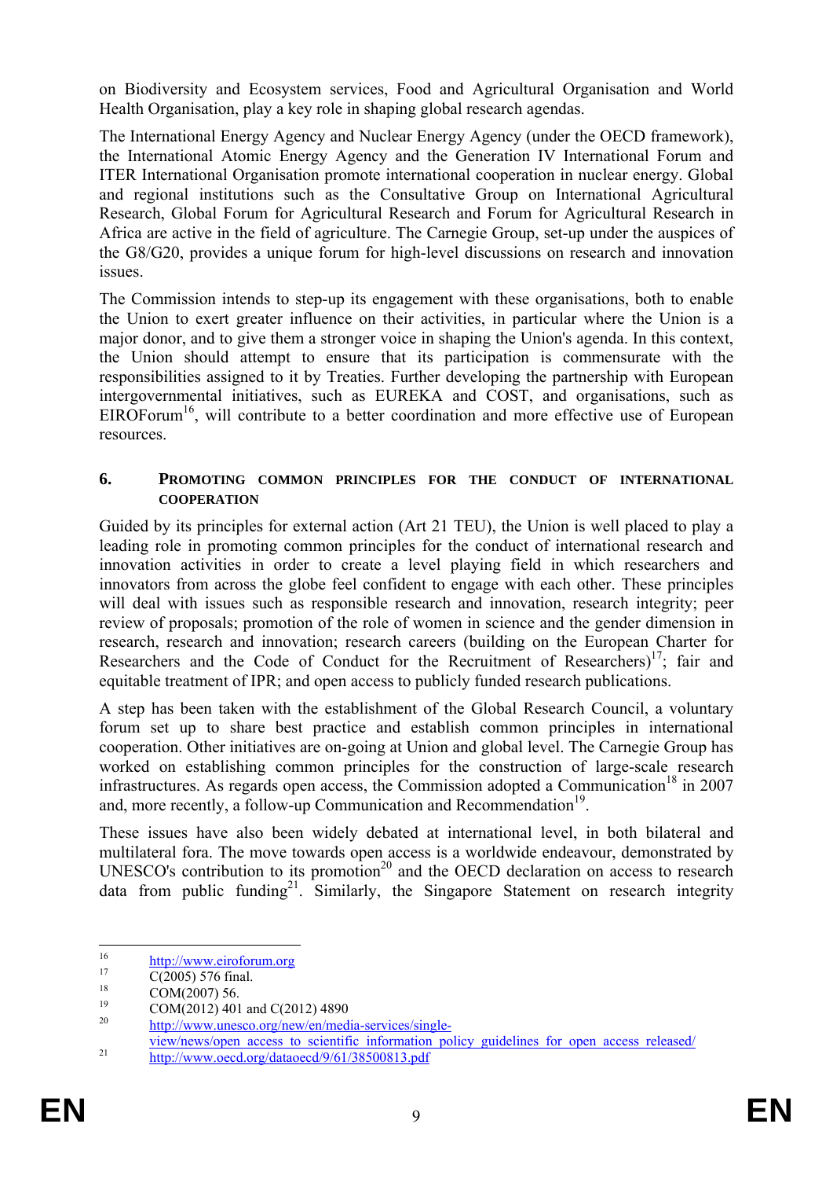on Biodiversity and Ecosystem services, Food and Agricultural Organisation and World Health Organisation, play a key role in shaping global research agendas.

The International Energy Agency and Nuclear Energy Agency (under the OECD framework), the International Atomic Energy Agency and the Generation IV International Forum and ITER International Organisation promote international cooperation in nuclear energy. Global and regional institutions such as the Consultative Group on International Agricultural Research, Global Forum for Agricultural Research and Forum for Agricultural Research in Africa are active in the field of agriculture. The Carnegie Group, set-up under the auspices of the G8/G20, provides a unique forum for high-level discussions on research and innovation issues.

The Commission intends to step-up its engagement with these organisations, both to enable the Union to exert greater influence on their activities, in particular where the Union is a major donor, and to give them a stronger voice in shaping the Union's agenda. In this context, the Union should attempt to ensure that its participation is commensurate with the responsibilities assigned to it by Treaties. Further developing the partnership with European intergovernmental initiatives, such as EUREKA and COST, and organisations, such as EIROForum[16], will contribute to a better coordination and more effective use of European resources.

## 6. PROMOTING COMMON PRINCIPLES FOR THE CONDUCT OF INTERNATIONAL COOPERATION

Guided by its principles for external action (Art 21 TEU), the Union is well placed to play a leading role in promoting common principles for the conduct of international research and innovation activities in order to create a level playing field in which researchers and innovators from across the globe feel confident to engage with each other. These principles will deal with issues such as responsible research and innovation, research integrity; peer review of proposals; promotion of the role of women in science and the gender dimension in research, research and innovation; research careers (building on the European Charter for Researchers and the Code of Conduct for the Recruitment of Researchers)[17]; fair and equitable treatment of IPR; and open access to publicly funded research publications.

A step has been taken with the establishment of the Global Research Council, a voluntary forum set up to share best practice and establish common principles in international cooperation. Other initiatives are on-going at Union and global level. The Carnegie Group has worked on establishing common principles for the construction of large-scale research infrastructures. As regards open access, the Commission adopted a Communication[18] in 2007 and, more recently, a follow-up Communication and Recommendation[19].

These issues have also been widely debated at international level, in both bilateral and multilateral fora. The move towards open access is a worldwide endeavour, demonstrated by UNESCO's contribution to its promotion[20] and the OECD declaration on access to research data from public funding[21]. Similarly, the Singapore Statement on research integrity

---

[16] http://www.eiroforum.org

[17] C(2005) 576 final.

[18] COM(2007) 56.

[19] COM(2012) 401 and C(2012) 4890

[20] http://www.unesco.org/new/en/media-services/single-view/news/open_access_to_scientific_information_policy_guidelines_for_open_access_released/

[21] http://www.oecd.org/dataoecd/9/61/38500813.pdf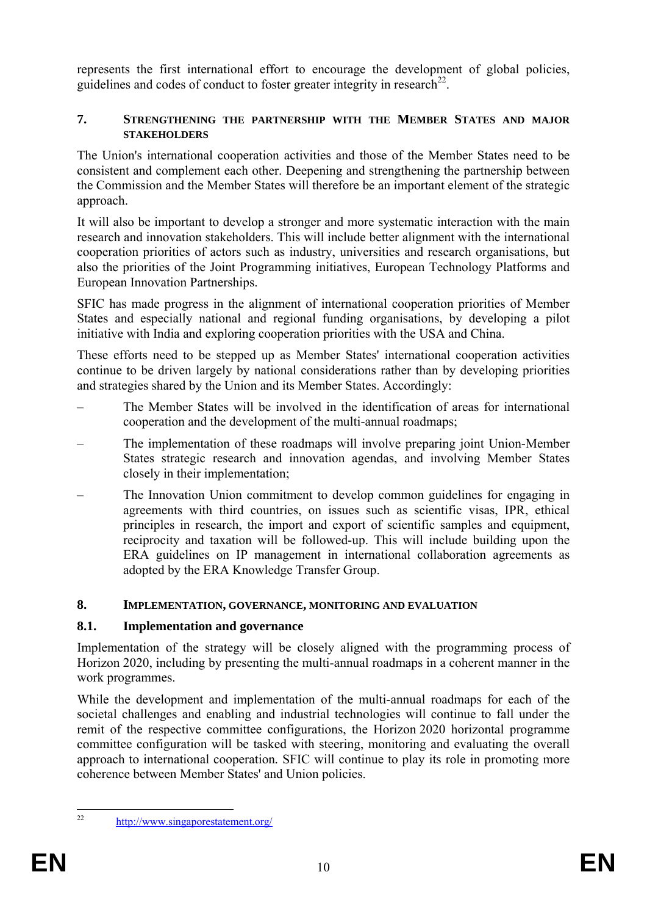represents the first international effort to encourage the development of global policies, guidelines and codes of conduct to foster greater integrity in research[22].

## 7. STRENGTHENING THE PARTNERSHIP WITH THE MEMBER STATES AND MAJOR STAKEHOLDERS

The Union's international cooperation activities and those of the Member States need to be consistent and complement each other. Deepening and strengthening the partnership between the Commission and the Member States will therefore be an important element of the strategic approach.

It will also be important to develop a stronger and more systematic interaction with the main research and innovation stakeholders. This will include better alignment with the international cooperation priorities of actors such as industry, universities and research organisations, but also the priorities of the Joint Programming initiatives, European Technology Platforms and European Innovation Partnerships.

SFIC has made progress in the alignment of international cooperation priorities of Member States and especially national and regional funding organisations, by developing a pilot initiative with India and exploring cooperation priorities with the USA and China.

These efforts need to be stepped up as Member States' international cooperation activities continue to be driven largely by national considerations rather than by developing priorities and strategies shared by the Union and its Member States. Accordingly:

- The Member States will be involved in the identification of areas for international cooperation and the development of the multi-annual roadmaps;
- The implementation of these roadmaps will involve preparing joint Union-Member States strategic research and innovation agendas, and involving Member States closely in their implementation;
- The Innovation Union commitment to develop common guidelines for engaging in agreements with third countries, on issues such as scientific visas, IPR, ethical principles in research, the import and export of scientific samples and equipment, reciprocity and taxation will be followed-up. This will include building upon the ERA guidelines on IP management in international collaboration agreements as adopted by the ERA Knowledge Transfer Group.

## 8. IMPLEMENTATION, GOVERNANCE, MONITORING AND EVALUATION

### 8.1. Implementation and governance

Implementation of the strategy will be closely aligned with the programming process of Horizon 2020, including by presenting the multi-annual roadmaps in a coherent manner in the work programmes.

While the development and implementation of the multi-annual roadmaps for each of the societal challenges and enabling and industrial technologies will continue to fall under the remit of the respective committee configurations, the Horizon 2020 horizontal programme committee configuration will be tasked with steering, monitoring and evaluating the overall approach to international cooperation. SFIC will continue to play its role in promoting more coherence between Member States' and Union policies.

[22] http://www.singaporestatement.org/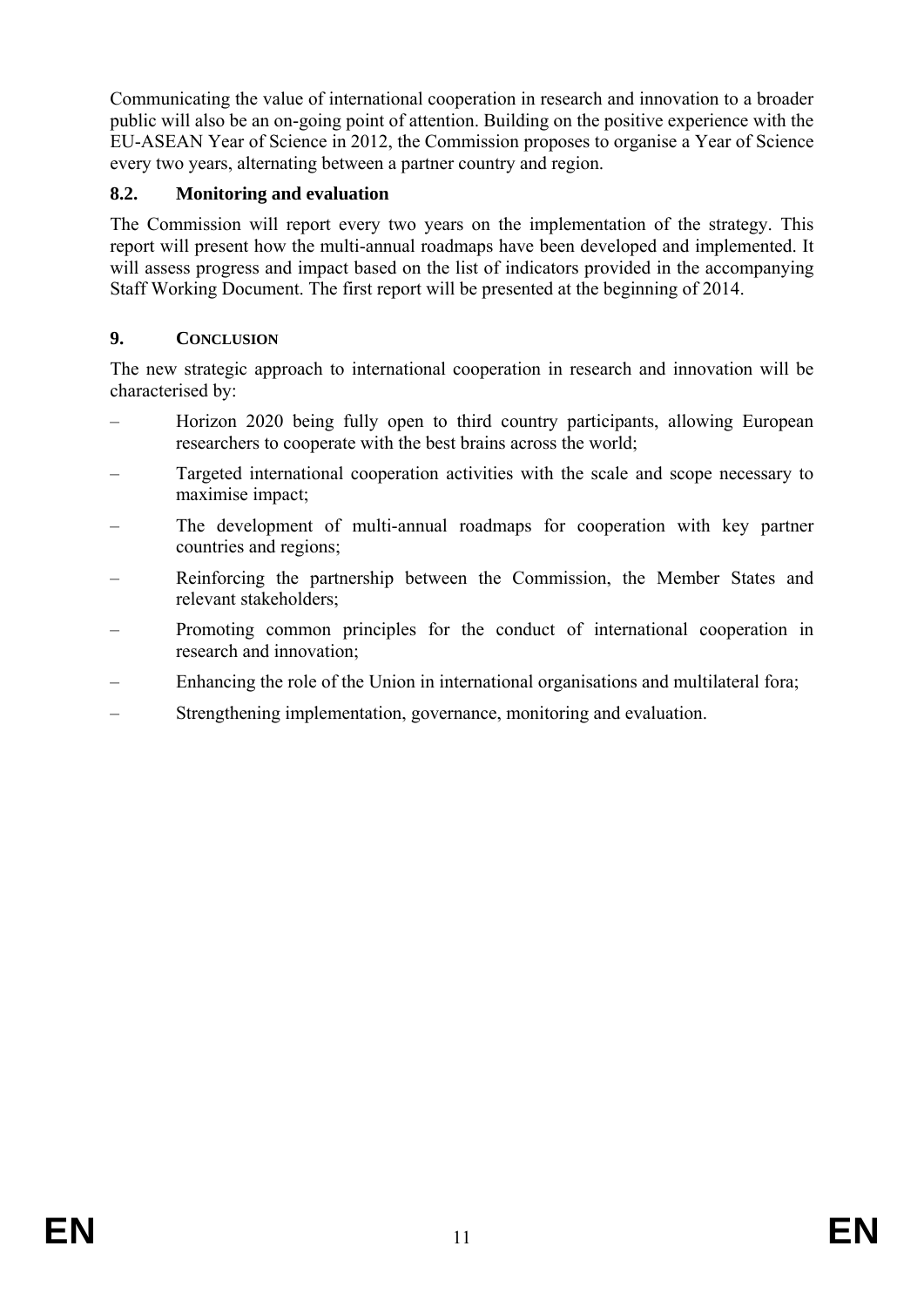Communicating the value of international cooperation in research and innovation to a broader public will also be an on-going point of attention. Building on the positive experience with the EU-ASEAN Year of Science in 2012, the Commission proposes to organise a Year of Science every two years, alternating between a partner country and region.

### 8.2. Monitoring and evaluation

The Commission will report every two years on the implementation of the strategy. This report will present how the multi-annual roadmaps have been developed and implemented. It will assess progress and impact based on the list of indicators provided in the accompanying Staff Working Document. The first report will be presented at the beginning of 2014.

## 9. CONCLUSION

The new strategic approach to international cooperation in research and innovation will be characterised by:

– Horizon 2020 being fully open to third country participants, allowing European researchers to cooperate with the best brains across the world;

– Targeted international cooperation activities with the scale and scope necessary to maximise impact;

– The development of multi-annual roadmaps for cooperation with key partner countries and regions;

– Reinforcing the partnership between the Commission, the Member States and relevant stakeholders;

– Promoting common principles for the conduct of international cooperation in research and innovation;

– Enhancing the role of the Union in international organisations and multilateral fora;

– Strengthening implementation, governance, monitoring and evaluation.